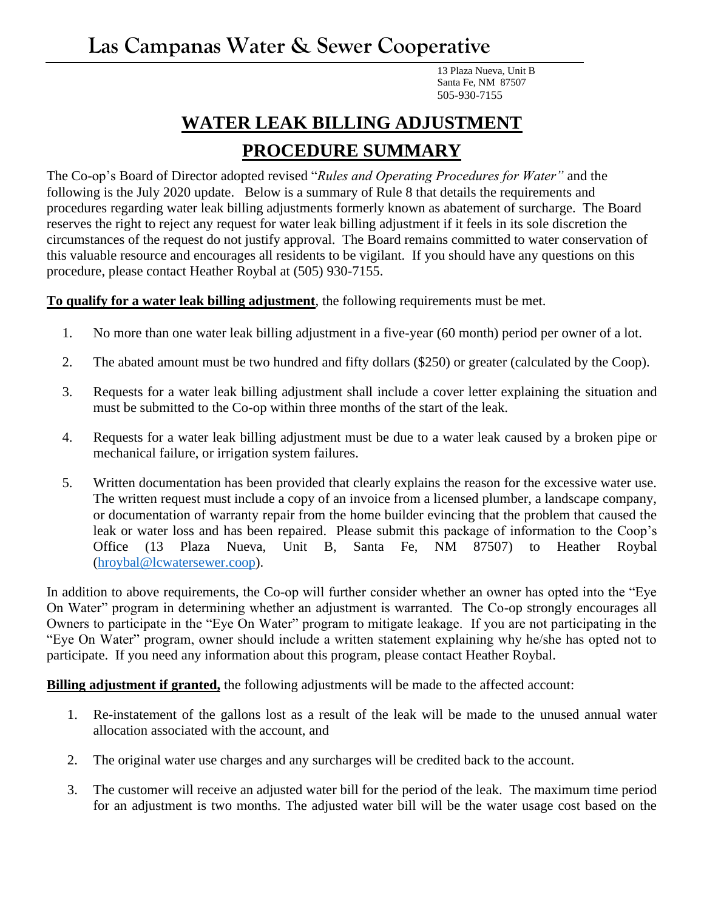# Las Campanas Water & Sewer Cooperative

13 Plaza Nueva, Unit B
Santa Fe, NM 87507
505-930-7155

## WATER LEAK BILLING ADJUSTMENT

## PROCEDURE SUMMARY

The Co-op's Board of Director adopted revised "*Rules and Operating Procedures for Water"* and the following is the July 2020 update. Below is a summary of Rule 8 that details the requirements and procedures regarding water leak billing adjustments formerly known as abatement of surcharge. The Board reserves the right to reject any request for water leak billing adjustment if it feels in its sole discretion the circumstances of the request do not justify approval. The Board remains committed to water conservation of this valuable resource and encourages all residents to be vigilant. If you should have any questions on this procedure, please contact Heather Roybal at (505) 930-7155.

**To qualify for a water leak billing adjustment**, the following requirements must be met.

1. No more than one water leak billing adjustment in a five-year (60 month) period per owner of a lot.
2. The abated amount must be two hundred and fifty dollars ($250) or greater (calculated by the Coop).
3. Requests for a water leak billing adjustment shall include a cover letter explaining the situation and must be submitted to the Co-op within three months of the start of the leak.
4. Requests for a water leak billing adjustment must be due to a water leak caused by a broken pipe or mechanical failure, or irrigation system failures.
5. Written documentation has been provided that clearly explains the reason for the excessive water use. The written request must include a copy of an invoice from a licensed plumber, a landscape company, or documentation of warranty repair from the home builder evincing that the problem that caused the leak or water loss and has been repaired. Please submit this package of information to the Coop's Office (13 Plaza Nueva, Unit B, Santa Fe, NM 87507) to Heather Roybal (hroybal@lcwatersewer.coop).

In addition to above requirements, the Co-op will further consider whether an owner has opted into the "Eye On Water" program in determining whether an adjustment is warranted. The Co-op strongly encourages all Owners to participate in the "Eye On Water" program to mitigate leakage. If you are not participating in the "Eye On Water" program, owner should include a written statement explaining why he/she has opted not to participate. If you need any information about this program, please contact Heather Roybal.

**Billing adjustment if granted,** the following adjustments will be made to the affected account:

1. Re-instatement of the gallons lost as a result of the leak will be made to the unused annual water allocation associated with the account, and
2. The original water use charges and any surcharges will be credited back to the account.
3. The customer will receive an adjusted water bill for the period of the leak. The maximum time period for an adjustment is two months. The adjusted water bill will be the water usage cost based on the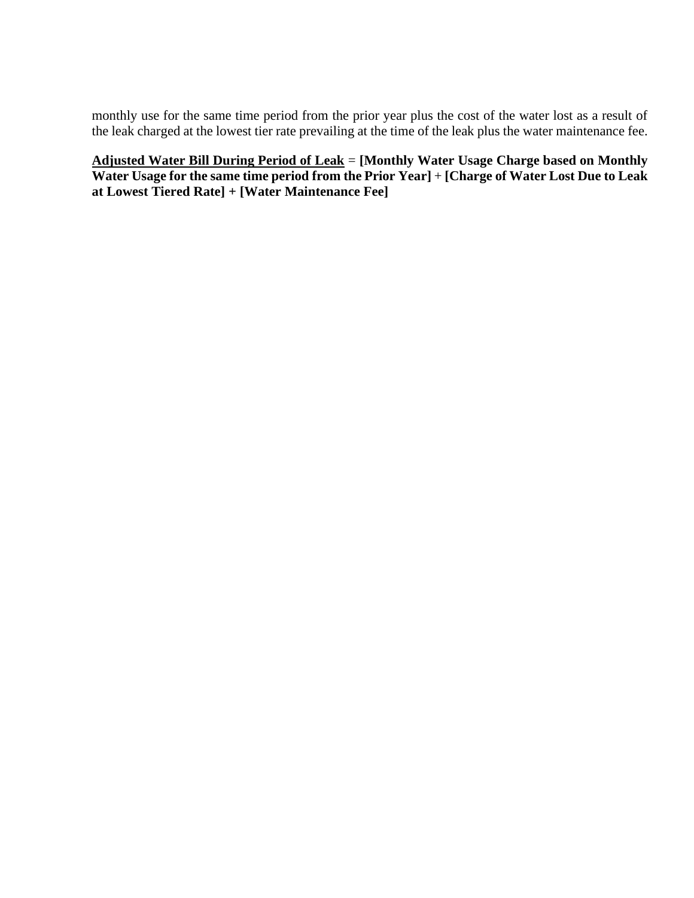monthly use for the same time period from the prior year plus the cost of the water lost as a result of the leak charged at the lowest tier rate prevailing at the time of the leak plus the water maintenance fee.

<u>**Adjusted Water Bill During Period of Leak**</u> = **[Monthly Water Usage Charge based on Monthly Water Usage for the same time period from the Prior Year]** + **[Charge of Water Lost Due to Leak at Lowest Tiered Rate] + [Water Maintenance Fee]**